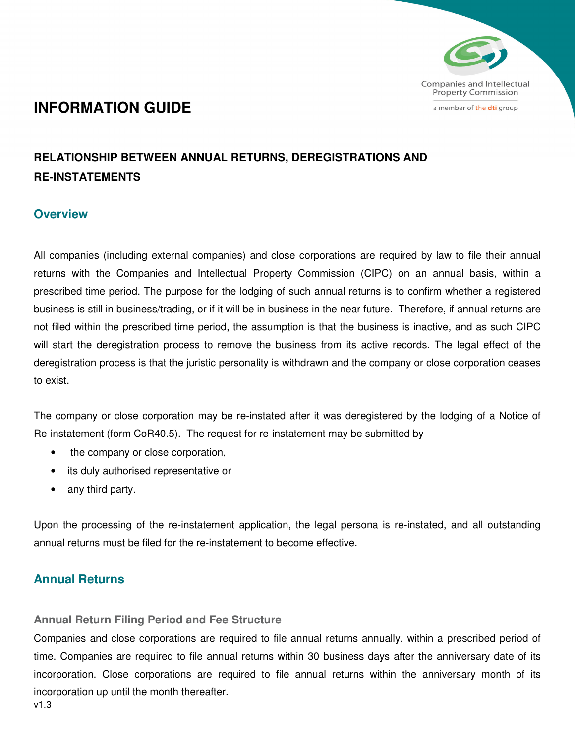# INFORMATION GUIDE

## RELATIONSHIP BETWEEN ANNUAL RETURNS, DEREGISTRATIONS AND RE-INSTATEMENTS

## Overview

All companies (including external companies) and close corporations are required by law to file their annual returns with the Companies and Intellectual Property Commission (CIPC) on an annual basis, within a prescribed time period. The purpose for the lodging of such annual returns is to confirm whether a registered business is still in business/trading, or if it will be in business in the near future. Therefore, if annual returns are not filed within the prescribed time period, the assumption is that the business is inactive, and as such CIPC will start the deregistration process to remove the business from its active records. The legal effect of the deregistration process is that the juristic personality is withdrawn and the company or close corporation ceases to exist.

The company or close corporation may be re-instated after it was deregistered by the lodging of a Notice of Re-instatement (form CoR40.5). The request for re-instatement may be submitted by

- the company or close corporation,
- its duly authorised representative or
- any third party.

Upon the processing of the re-instatement application, the legal persona is re-instated, and all outstanding annual returns must be filed for the re-instatement to become effective.

## Annual Returns

### Annual Return Filing Period and Fee Structure

Companies and close corporations are required to file annual returns annually, within a prescribed period of time. Companies are required to file annual returns within 30 business days after the anniversary date of its incorporation. Close corporations are required to file annual returns within the anniversary month of its incorporation up until the month thereafter.

v1.3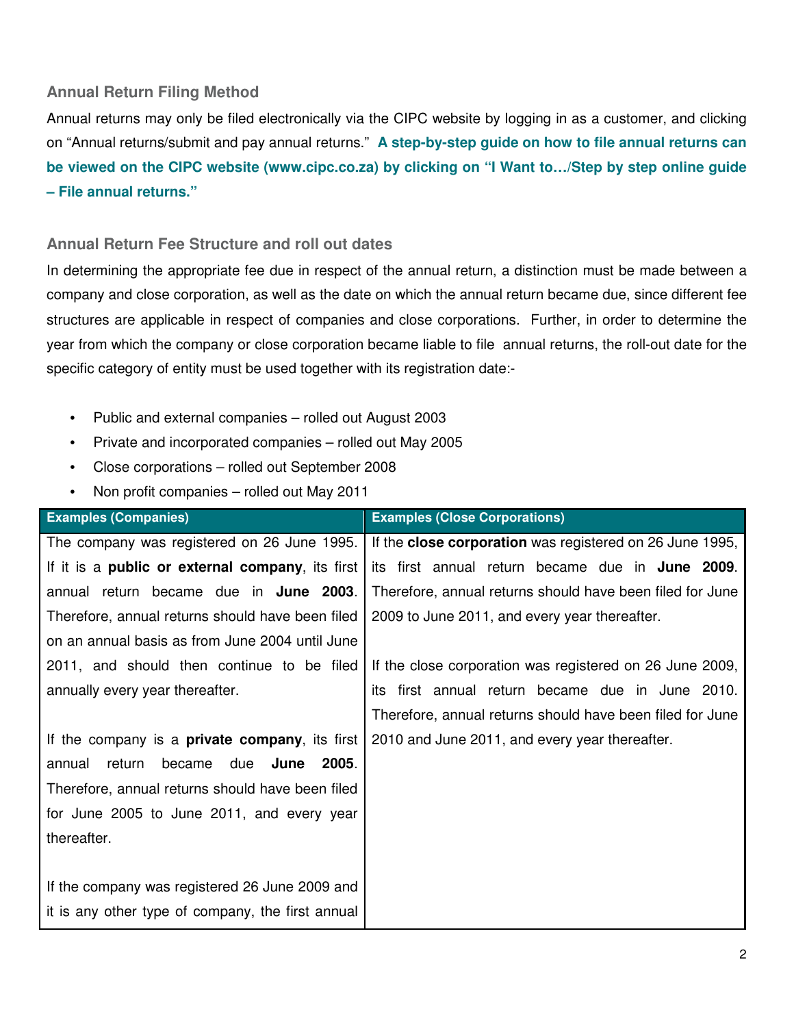### Annual Return Filing Method

Annual returns may only be filed electronically via the CIPC website by logging in as a customer, and clicking on "Annual returns/submit and pay annual returns." **A step-by-step guide on how to file annual returns can be viewed on the CIPC website (www.cipc.co.za) by clicking on "I Want to…/Step by step online guide – File annual returns."**

### Annual Return Fee Structure and roll out dates

In determining the appropriate fee due in respect of the annual return, a distinction must be made between a company and close corporation, as well as the date on which the annual return became due, since different fee structures are applicable in respect of companies and close corporations. Further, in order to determine the year from which the company or close corporation became liable to file annual returns, the roll-out date for the specific category of entity must be used together with its registration date:-

- Public and external companies – rolled out August 2003
- Private and incorporated companies – rolled out May 2005
- Close corporations – rolled out September 2008
- Non profit companies – rolled out May 2011

| Examples (Companies) | Examples (Close Corporations) |
|---|---|
| The company was registered on 26 June 1995. If it is a **public or external company**, its first annual return became due in **June 2003**. Therefore, annual returns should have been filed on an annual basis as from June 2004 until June 2011, and should then continue to be filed annually every year thereafter.<br><br>If the company is a **private company**, its first annual return became due **June 2005**. Therefore, annual returns should have been filed for June 2005 to June 2011, and every year thereafter.<br><br>If the company was registered 26 June 2009 and it is any other type of company, the first annual | If the **close corporation** was registered on 26 June 1995, its first annual return became due in **June 2009**. Therefore, annual returns should have been filed for June 2009 to June 2011, and every year thereafter.<br><br>If the close corporation was registered on 26 June 2009, its first annual return became due in June 2010. Therefore, annual returns should have been filed for June 2010 and June 2011, and every year thereafter. |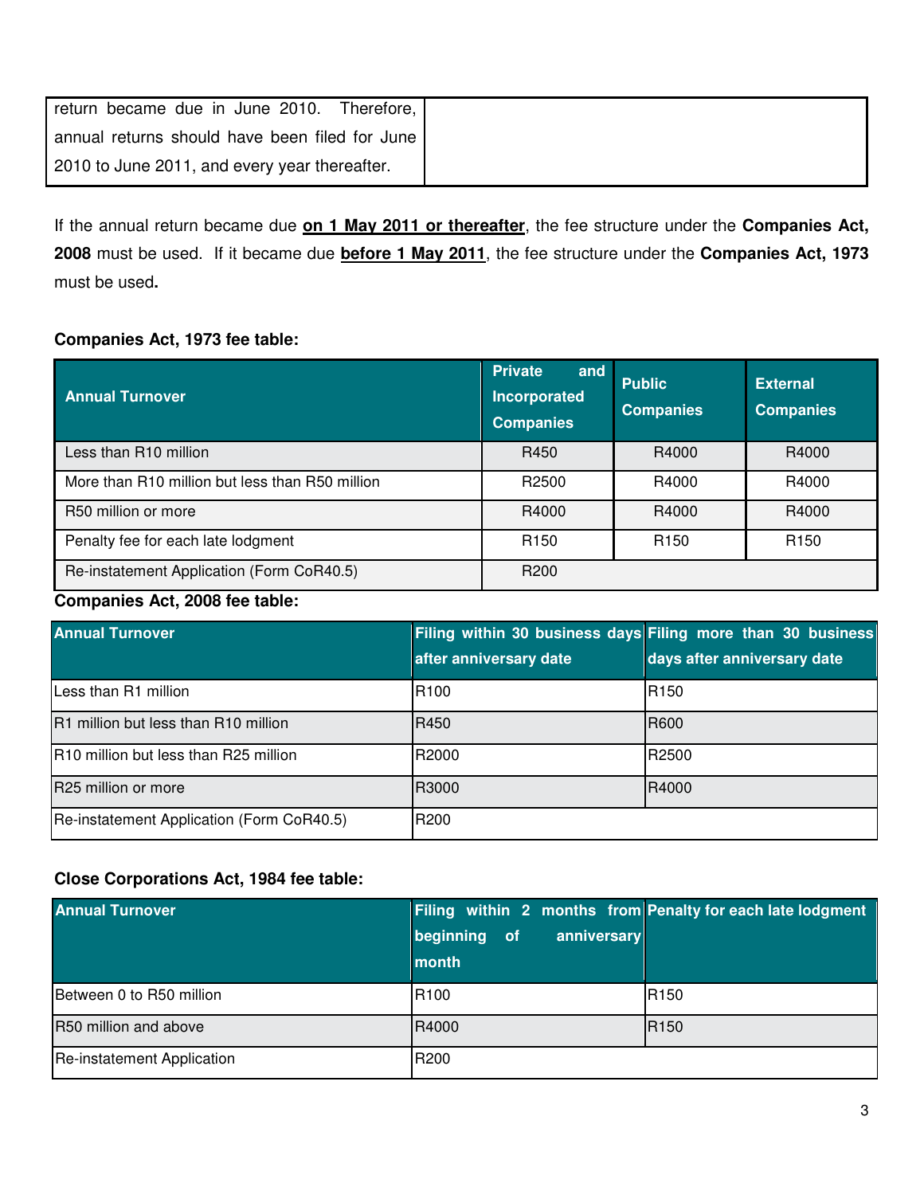| return became due in June 2010. Therefore, annual returns should have been filed for June 2010 to June 2011, and every year thereafter. | |
|---|---|

If the annual return became due **on 1 May 2011 or thereafter**, the fee structure under the **Companies Act, 2008** must be used. If it became due **before 1 May 2011**, the fee structure under the **Companies Act, 1973** must be used**.**

**Companies Act, 1973 fee table:**

| Annual Turnover | Private and Incorporated Companies | Public Companies | External Companies |
|---|---|---|---|
| Less than R10 million | R450 | R4000 | R4000 |
| More than R10 million but less than R50 million | R2500 | R4000 | R4000 |
| R50 million or more | R4000 | R4000 | R4000 |
| Penalty fee for each late lodgment | R150 | R150 | R150 |
| Re-instatement Application (Form CoR40.5) | R200 | | |

**Companies Act, 2008 fee table:**

| Annual Turnover | Filing within 30 business days after anniversary date | Filing more than 30 business days after anniversary date |
|---|---|---|
| Less than R1 million | R100 | R150 |
| R1 million but less than R10 million | R450 | R600 |
| R10 million but less than R25 million | R2000 | R2500 |
| R25 million or more | R3000 | R4000 |
| Re-instatement Application (Form CoR40.5) | R200 | |

**Close Corporations Act, 1984 fee table:**

| Annual Turnover | Filing within 2 months from beginning of anniversary month | Penalty for each late lodgment |
|---|---|---|
| Between 0 to R50 million | R100 | R150 |
| R50 million and above | R4000 | R150 |
| Re-instatement Application | R200 | |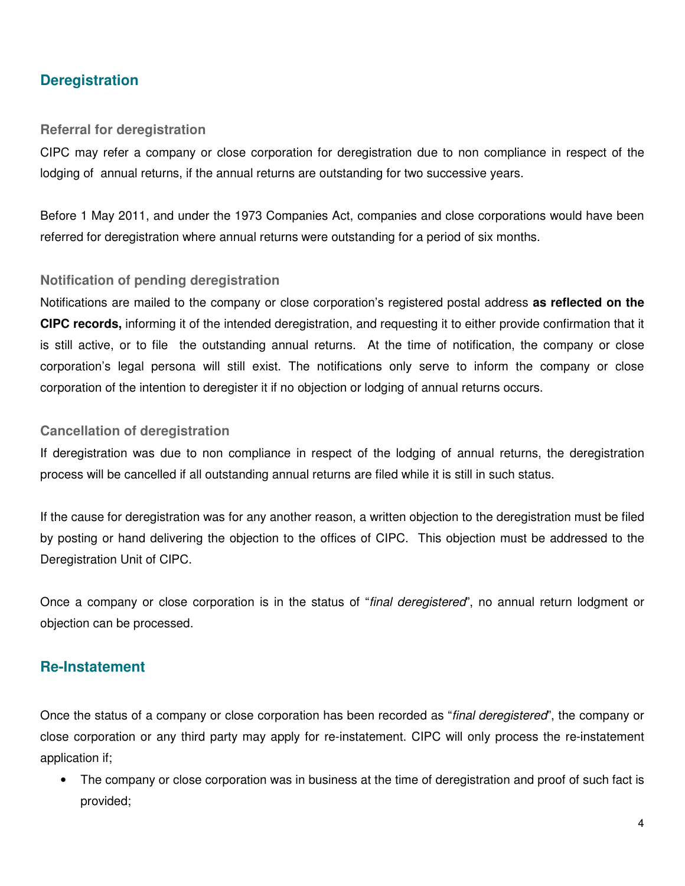## Deregistration

### Referral for deregistration

CIPC may refer a company or close corporation for deregistration due to non compliance in respect of the lodging of annual returns, if the annual returns are outstanding for two successive years.

Before 1 May 2011, and under the 1973 Companies Act, companies and close corporations would have been referred for deregistration where annual returns were outstanding for a period of six months.

### Notification of pending deregistration

Notifications are mailed to the company or close corporation's registered postal address **as reflected on the CIPC records,** informing it of the intended deregistration, and requesting it to either provide confirmation that it is still active, or to file the outstanding annual returns. At the time of notification, the company or close corporation's legal persona will still exist. The notifications only serve to inform the company or close corporation of the intention to deregister it if no objection or lodging of annual returns occurs.

### Cancellation of deregistration

If deregistration was due to non compliance in respect of the lodging of annual returns, the deregistration process will be cancelled if all outstanding annual returns are filed while it is still in such status.

If the cause for deregistration was for any another reason, a written objection to the deregistration must be filed by posting or hand delivering the objection to the offices of CIPC. This objection must be addressed to the Deregistration Unit of CIPC.

Once a company or close corporation is in the status of "*final deregistered*", no annual return lodgment or objection can be processed.

## Re-Instatement

Once the status of a company or close corporation has been recorded as "*final deregistered*", the company or close corporation or any third party may apply for re-instatement. CIPC will only process the re-instatement application if;

- The company or close corporation was in business at the time of deregistration and proof of such fact is provided;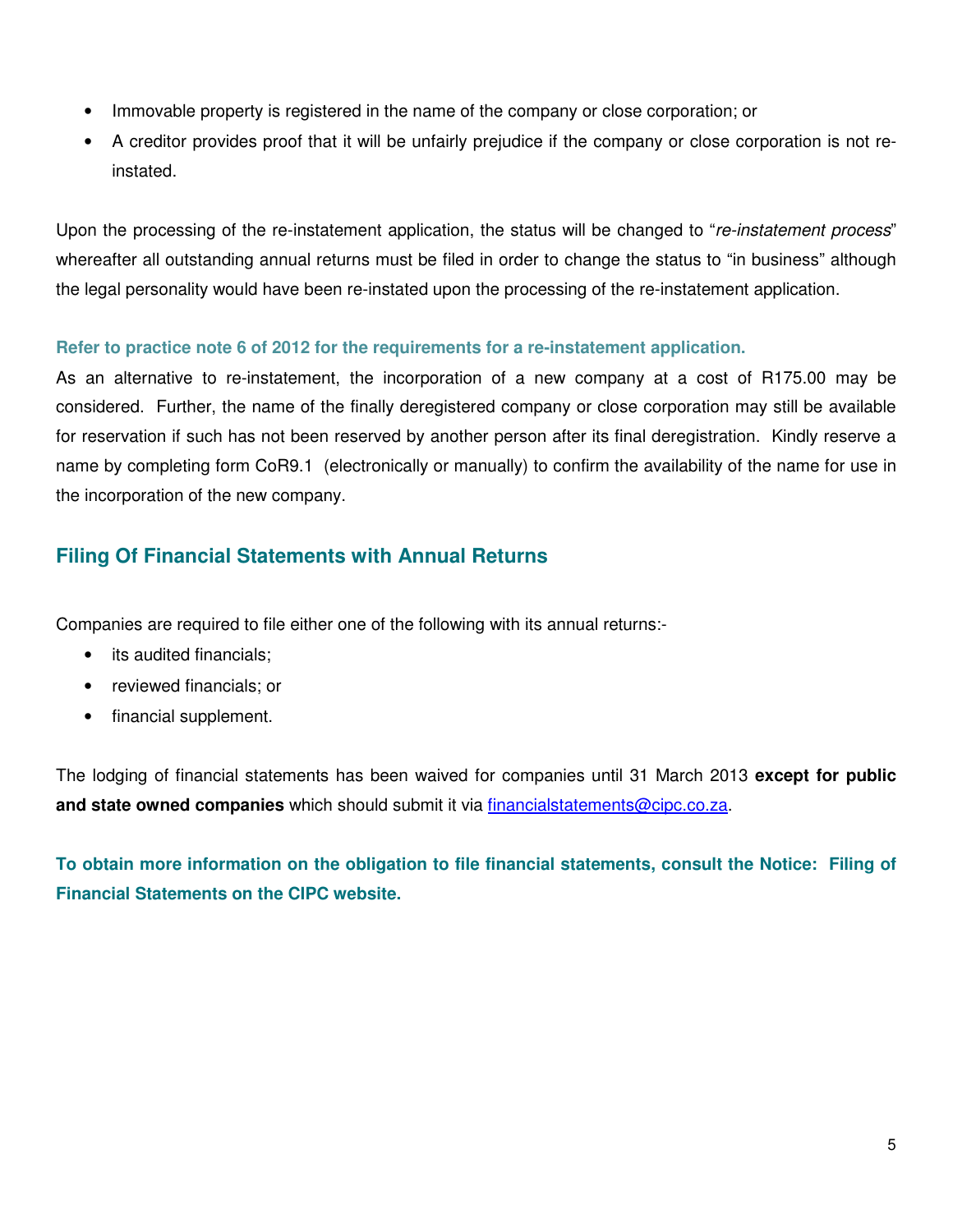- Immovable property is registered in the name of the company or close corporation; or
- A creditor provides proof that it will be unfairly prejudice if the company or close corporation is not re-instated.

Upon the processing of the re-instatement application, the status will be changed to "*re-instatement process*" whereafter all outstanding annual returns must be filed in order to change the status to "in business" although the legal personality would have been re-instated upon the processing of the re-instatement application.

**Refer to practice note 6 of 2012 for the requirements for a re-instatement application.**

As an alternative to re-instatement, the incorporation of a new company at a cost of R175.00 may be considered. Further, the name of the finally deregistered company or close corporation may still be available for reservation if such has not been reserved by another person after its final deregistration. Kindly reserve a name by completing form CoR9.1 (electronically or manually) to confirm the availability of the name for use in the incorporation of the new company.

## Filing Of Financial Statements with Annual Returns

Companies are required to file either one of the following with its annual returns:-

- its audited financials;
- reviewed financials; or
- financial supplement.

The lodging of financial statements has been waived for companies until 31 March 2013 **except for public and state owned companies** which should submit it via financialstatements@cipc.co.za.

**To obtain more information on the obligation to file financial statements, consult the Notice: Filing of Financial Statements on the CIPC website.**